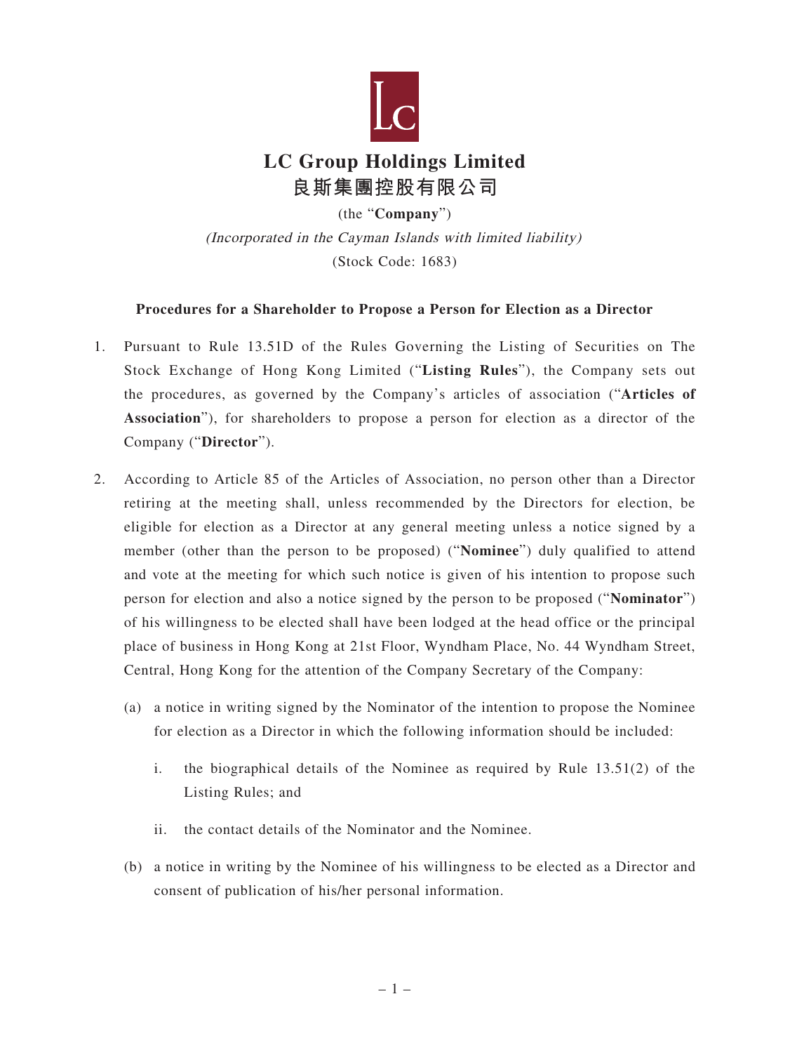# LC Group Holdings Limited

# 良斯集團控股有限公司

(the "**Company**")

*(Incorporated in the Cayman Islands with limited liability)*

(Stock Code: 1683)

**Procedures for a Shareholder to Propose a Person for Election as a Director**

1. Pursuant to Rule 13.51D of the Rules Governing the Listing of Securities on The Stock Exchange of Hong Kong Limited ("**Listing Rules**"), the Company sets out the procedures, as governed by the Company's articles of association ("**Articles of Association**"), for shareholders to propose a person for election as a director of the Company ("**Director**").

2. According to Article 85 of the Articles of Association, no person other than a Director retiring at the meeting shall, unless recommended by the Directors for election, be eligible for election as a Director at any general meeting unless a notice signed by a member (other than the person to be proposed) ("**Nominee**") duly qualified to attend and vote at the meeting for which such notice is given of his intention to propose such person for election and also a notice signed by the person to be proposed ("**Nominator**") of his willingness to be elected shall have been lodged at the head office or the principal place of business in Hong Kong at 21st Floor, Wyndham Place, No. 44 Wyndham Street, Central, Hong Kong for the attention of the Company Secretary of the Company:

   (a) a notice in writing signed by the Nominator of the intention to propose the Nominee for election as a Director in which the following information should be included:

      i. the biographical details of the Nominee as required by Rule 13.51(2) of the Listing Rules; and

      ii. the contact details of the Nominator and the Nominee.

   (b) a notice in writing by the Nominee of his willingness to be elected as a Director and consent of publication of his/her personal information.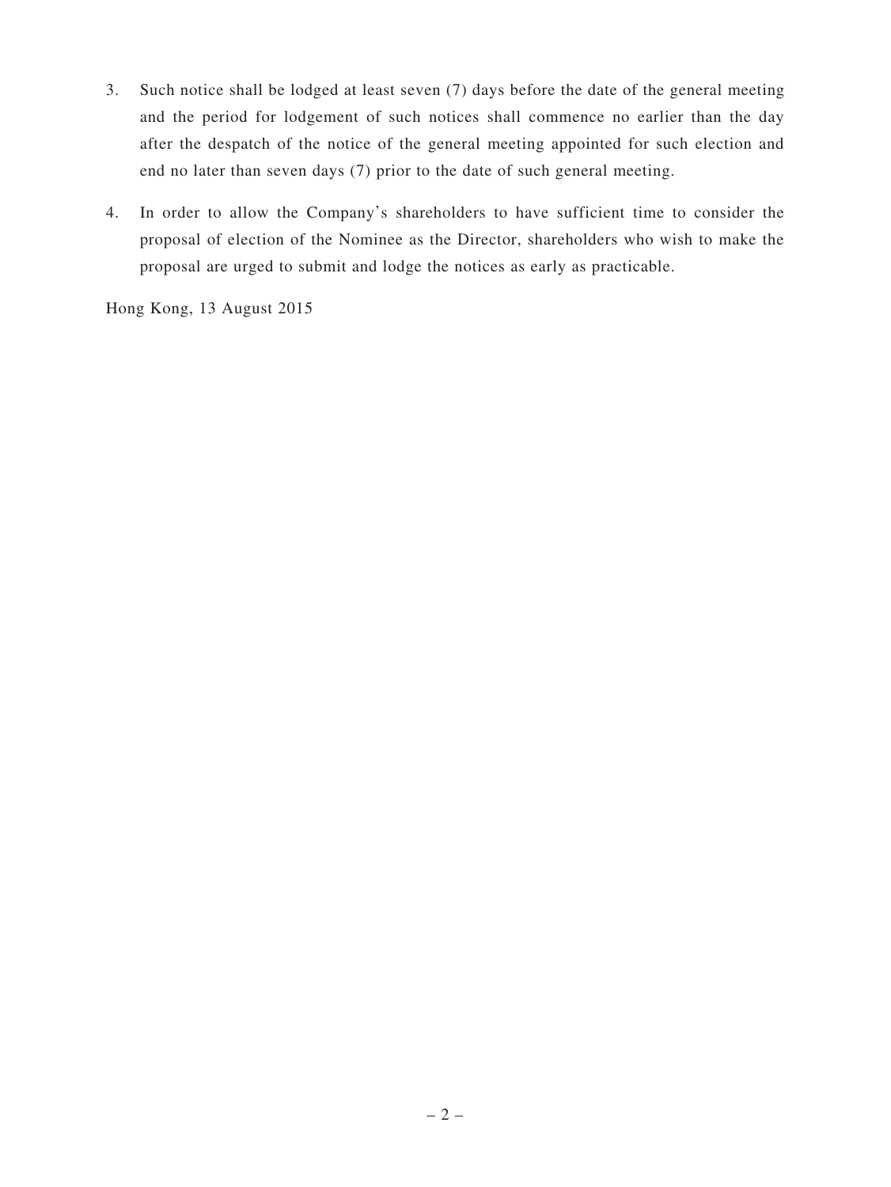3. Such notice shall be lodged at least seven (7) days before the date of the general meeting and the period for lodgement of such notices shall commence no earlier than the day after the despatch of the notice of the general meeting appointed for such election and end no later than seven days (7) prior to the date of such general meeting.

4. In order to allow the Company's shareholders to have sufficient time to consider the proposal of election of the Nominee as the Director, shareholders who wish to make the proposal are urged to submit and lodge the notices as early as practicable.

Hong Kong, 13 August 2015